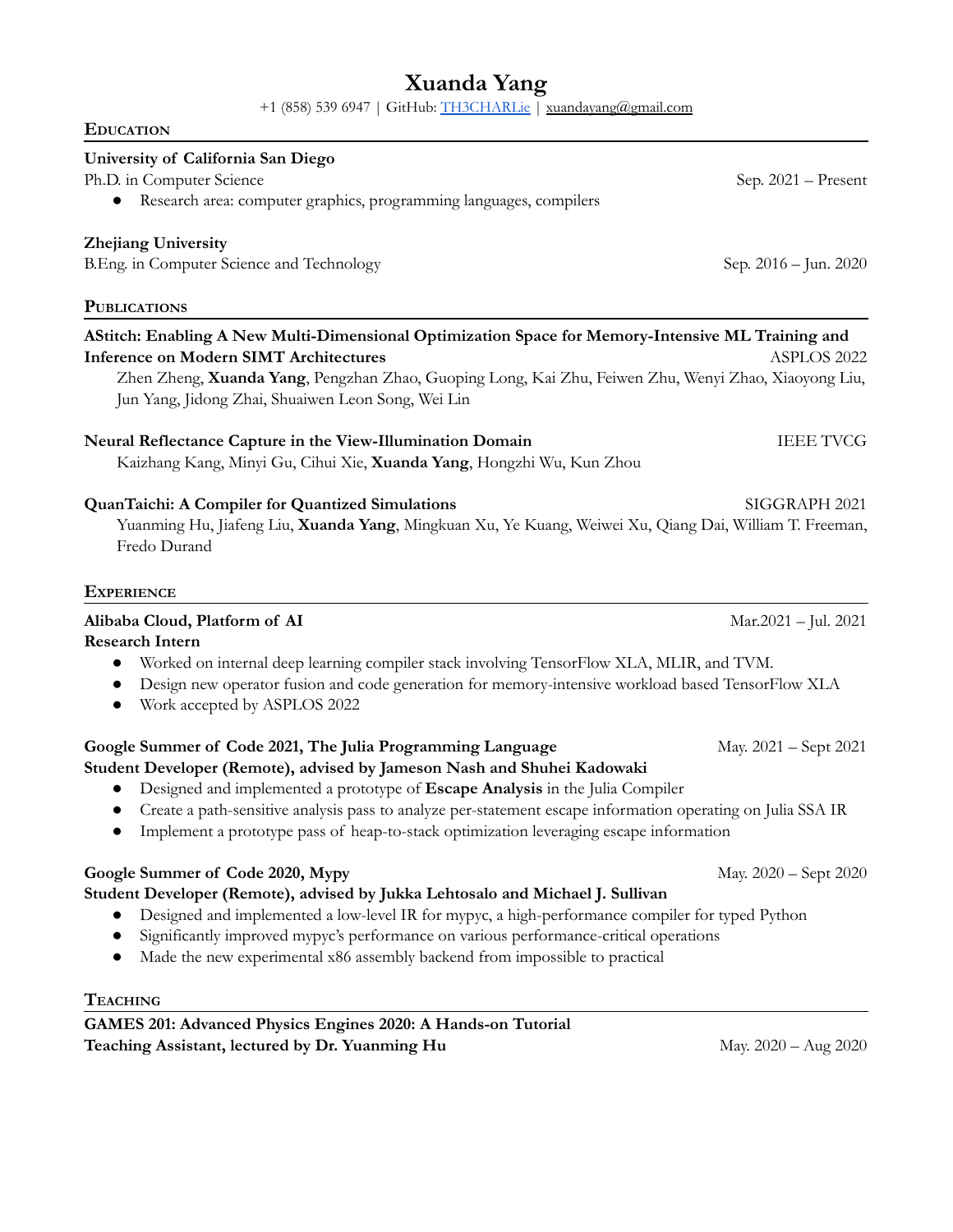# Xuanda Yang

+1 (858) 539 6947 | GitHub: [TH3CHARLie](https://github.com/TH3CHARLie) | xuandayang@gmail.com

## Education

**University of California San Diego**
Ph.D. in Computer Science — Sep. 2021 – Present

- Research area: computer graphics, programming languages, compilers

**Zhejiang University**
B.Eng. in Computer Science and Technology — Sep. 2016 – Jun. 2020

## Publications

**AStitch: Enabling A New Multi-Dimensional Optimization Space for Memory-Intensive ML Training and Inference on Modern SIMT Architectures** — ASPLOS 2022
Zhen Zheng, **Xuanda Yang**, Pengzhan Zhao, Guoping Long, Kai Zhu, Feiwen Zhu, Wenyi Zhao, Xiaoyong Liu, Jun Yang, Jidong Zhai, Shuaiwen Leon Song, Wei Lin

**Neural Reflectance Capture in the View-Illumination Domain** — IEEE TVCG
Kaizhang Kang, Minyi Gu, Cihui Xie, **Xuanda Yang**, Hongzhi Wu, Kun Zhou

**QuanTaichi: A Compiler for Quantized Simulations** — SIGGRAPH 2021
Yuanming Hu, Jiafeng Liu, **Xuanda Yang**, Mingkuan Xu, Ye Kuang, Weiwei Xu, Qiang Dai, William T. Freeman, Fredo Durand

## Experience

**Alibaba Cloud, Platform of AI** — Mar.2021 – Jul. 2021
**Research Intern**

- Worked on internal deep learning compiler stack involving TensorFlow XLA, MLIR, and TVM.
- Design new operator fusion and code generation for memory-intensive workload based TensorFlow XLA
- Work accepted by ASPLOS 2022

**Google Summer of Code 2021, The Julia Programming Language** — May. 2021 – Sept 2021
**Student Developer (Remote), advised by Jameson Nash and Shuhei Kadowaki**

- Designed and implemented a prototype of **Escape Analysis** in the Julia Compiler
- Create a path-sensitive analysis pass to analyze per-statement escape information operating on Julia SSA IR
- Implement a prototype pass of heap-to-stack optimization leveraging escape information

**Google Summer of Code 2020, Mypy** — May. 2020 – Sept 2020
**Student Developer (Remote), advised by Jukka Lehtosalo and Michael J. Sullivan**

- Designed and implemented a low-level IR for mypyc, a high-performance compiler for typed Python
- Significantly improved mypyc's performance on various performance-critical operations
- Made the new experimental x86 assembly backend from impossible to practical

## Teaching

**GAMES 201: Advanced Physics Engines 2020: A Hands-on Tutorial**
**Teaching Assistant, lectured by Dr. Yuanming Hu** — May. 2020 – Aug 2020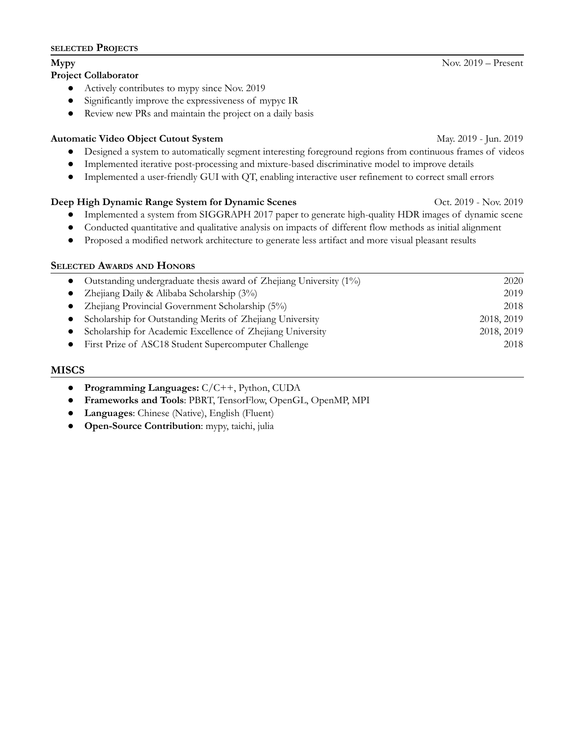## SELECTED PROJECTS

**Mypy** Nov. 2019 – Present

**Project Collaborator**

- Actively contributes to mypy since Nov. 2019
- Significantly improve the expressiveness of mypyc IR
- Review new PRs and maintain the project on a daily basis

**Automatic Video Object Cutout System** May. 2019 - Jun. 2019

- Designed a system to automatically segment interesting foreground regions from continuous frames of videos
- Implemented iterative post-processing and mixture-based discriminative model to improve details
- Implemented a user-friendly GUI with QT, enabling interactive user refinement to correct small errors

**Deep High Dynamic Range System for Dynamic Scenes** Oct. 2019 - Nov. 2019

- Implemented a system from SIGGRAPH 2017 paper to generate high-quality HDR images of dynamic scene
- Conducted quantitative and qualitative analysis on impacts of different flow methods as initial alignment
- Proposed a modified network architecture to generate less artifact and more visual pleasant results

## SELECTED AWARDS AND HONORS

- Outstanding undergraduate thesis award of Zhejiang University (1%) 2020
- Zhejiang Daily & Alibaba Scholarship (3%) 2019
- Zhejiang Provincial Government Scholarship (5%) 2018
- Scholarship for Outstanding Merits of Zhejiang University 2018, 2019
- Scholarship for Academic Excellence of Zhejiang University 2018, 2019
- First Prize of ASC18 Student Supercomputer Challenge 2018

## MISCS

- **Programming Languages:** C/C++, Python, CUDA
- **Frameworks and Tools**: PBRT, TensorFlow, OpenGL, OpenMP, MPI
- **Languages**: Chinese (Native), English (Fluent)
- **Open-Source Contribution**: mypy, taichi, julia